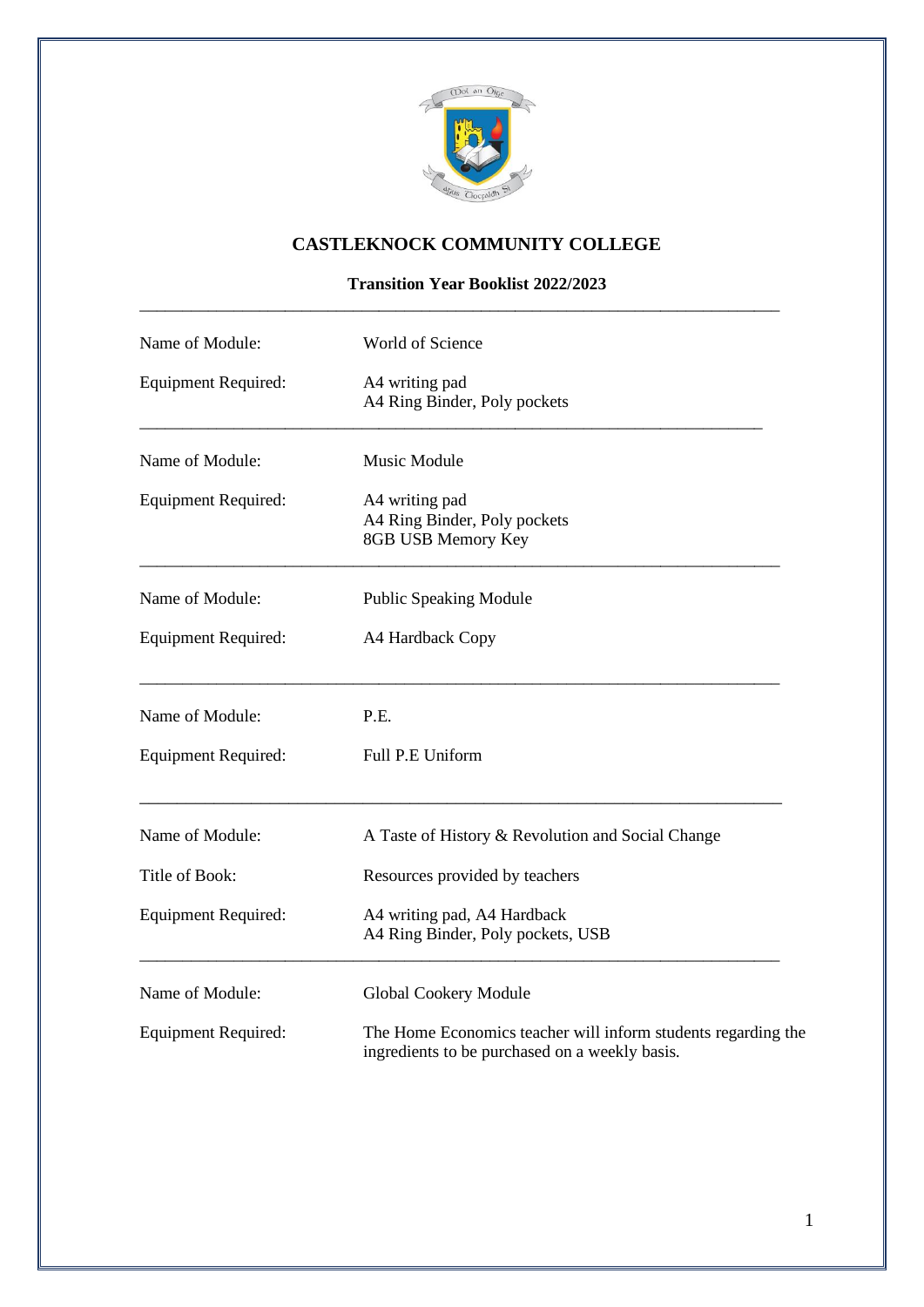# CASTLEKNOCK COMMUNITY COLLEGE

## Transition Year Booklist 2022/2023

---

| | |
|---|---|
| Name of Module: | World of Science |
| Equipment Required: | A4 writing pad<br>A4 Ring Binder, Poly pockets |

---

| | |
|---|---|
| Name of Module: | Music Module |
| Equipment Required: | A4 writing pad<br>A4 Ring Binder, Poly pockets<br>8GB USB Memory Key |

---

| | |
|---|---|
| Name of Module: | Public Speaking Module |
| Equipment Required: | A4 Hardback Copy |

---

| | |
|---|---|
| Name of Module: | P.E. |
| Equipment Required: | Full P.E Uniform |

---

| | |
|---|---|
| Name of Module: | A Taste of History & Revolution and Social Change |
| Title of Book: | Resources provided by teachers |
| Equipment Required: | A4 writing pad, A4 Hardback<br>A4 Ring Binder, Poly pockets, USB |

---

| | |
|---|---|
| Name of Module: | Global Cookery Module |
| Equipment Required: | The Home Economics teacher will inform students regarding the ingredients to be purchased on a weekly basis. |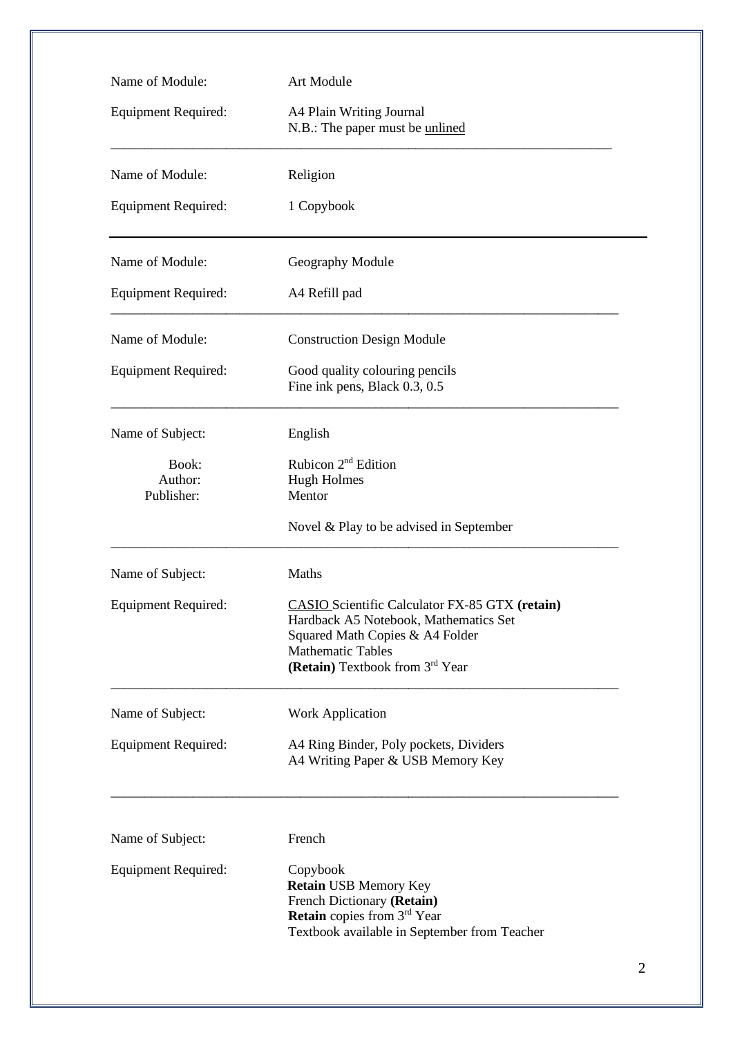| | |
|---|---|
| Name of Module: | Art Module |
| Equipment Required: | A4 Plain Writing Journal<br>N.B.: The paper must be <u>unlined</u> |

---

| | |
|---|---|
| Name of Module: | Religion |
| Equipment Required: | 1 Copybook |

---

| | |
|---|---|
| Name of Module: | Geography Module |
| Equipment Required: | A4 Refill pad |

---

| | |
|---|---|
| Name of Module: | Construction Design Module |
| Equipment Required: | Good quality colouring pencils<br>Fine ink pens, Black 0.3, 0.5 |

---

| | |
|---|---|
| Name of Subject: | English |
| Book: | Rubicon 2nd Edition |
| Author: | Hugh Holmes |
| Publisher: | Mentor |
| | Novel & Play to be advised in September |

---

| | |
|---|---|
| Name of Subject: | Maths |
| Equipment Required: | <u>CASIO</u> Scientific Calculator FX-85 GTX **(retain)**<br>Hardback A5 Notebook, Mathematics Set<br>Squared Math Copies & A4 Folder<br>Mathematic Tables<br>**(Retain)** Textbook from 3rd Year |

---

| | |
|---|---|
| Name of Subject: | Work Application |
| Equipment Required: | A4 Ring Binder, Poly pockets, Dividers<br>A4 Writing Paper & USB Memory Key |

---

| | |
|---|---|
| Name of Subject: | French |
| Equipment Required: | Copybook<br>**Retain** USB Memory Key<br>French Dictionary **(Retain)**<br>**Retain** copies from 3rd Year<br>Textbook available in September from Teacher |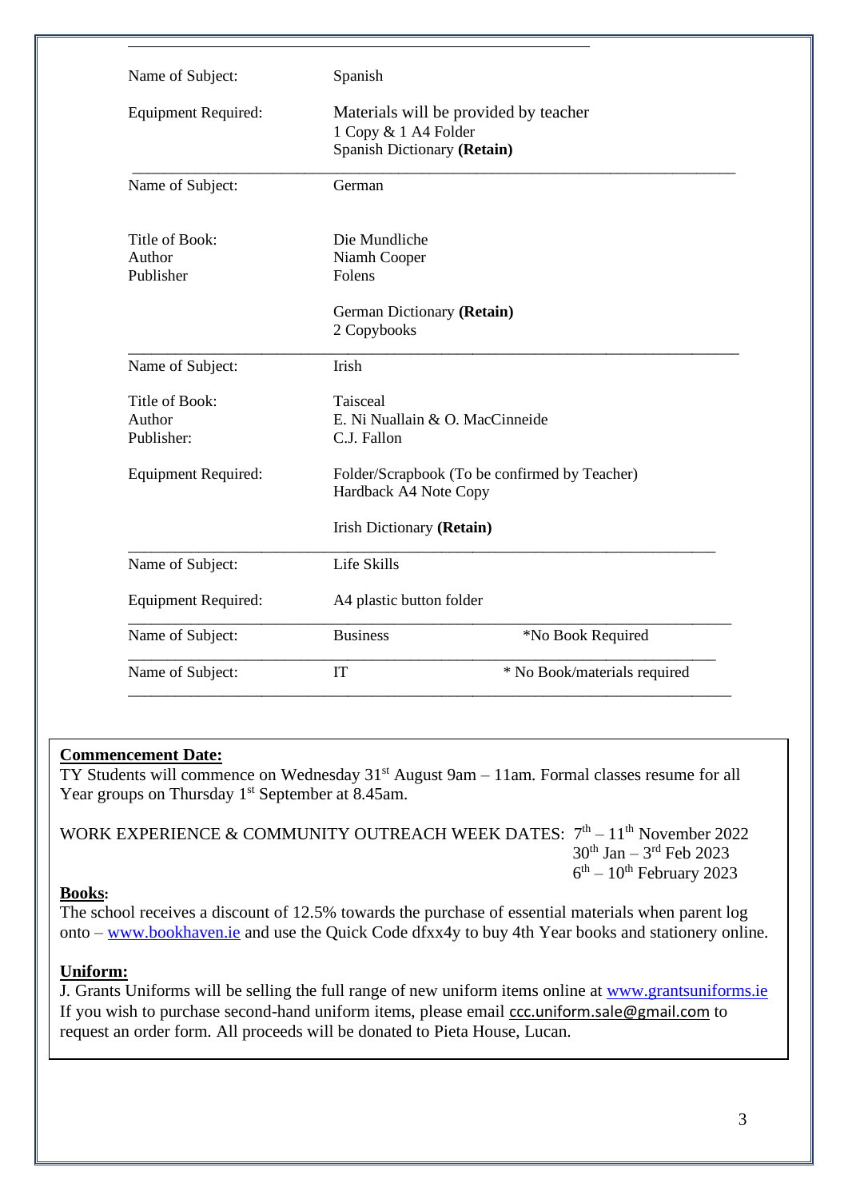| | |
|---|---|
| Name of Subject: | Spanish |
| Equipment Required: | Materials will be provided by teacher<br>1 Copy & 1 A4 Folder<br>Spanish Dictionary **(Retain)** |
| Name of Subject: | German |
| Title of Book:<br>Author<br>Publisher | Die Mundliche<br>Niamh Cooper<br>Folens |
| | German Dictionary **(Retain)**<br>2 Copybooks |
| Name of Subject: | Irish |
| Title of Book:<br>Author<br>Publisher: | Taisceal<br>E. Ni Nuallain & O. MacCinneide<br>C.J. Fallon |
| Equipment Required: | Folder/Scrapbook (To be confirmed by Teacher)<br>Hardback A4 Note Copy |
| | Irish Dictionary **(Retain)** |
| Name of Subject: | Life Skills |
| Equipment Required: | A4 plastic button folder |
| Name of Subject: | Business — *No Book Required |
| Name of Subject: | IT — * No Book/materials required |

**Commencement Date:**
TY Students will commence on Wednesday 31st August 9am – 11am. Formal classes resume for all Year groups on Thursday 1st September at 8.45am.

WORK EXPERIENCE & COMMUNITY OUTREACH WEEK DATES: 7th – 11th November 2022
30th Jan – 3rd Feb 2023
6th – 10th February 2023

**Books:**
The school receives a discount of 12.5% towards the purchase of essential materials when parent log onto – www.bookhaven.ie and use the Quick Code dfxx4y to buy 4th Year books and stationery online.

**Uniform:**
J. Grants Uniforms will be selling the full range of new uniform items online at www.grantsuniforms.ie If you wish to purchase second-hand uniform items, please email ccc.uniform.sale@gmail.com to request an order form. All proceeds will be donated to Pieta House, Lucan.